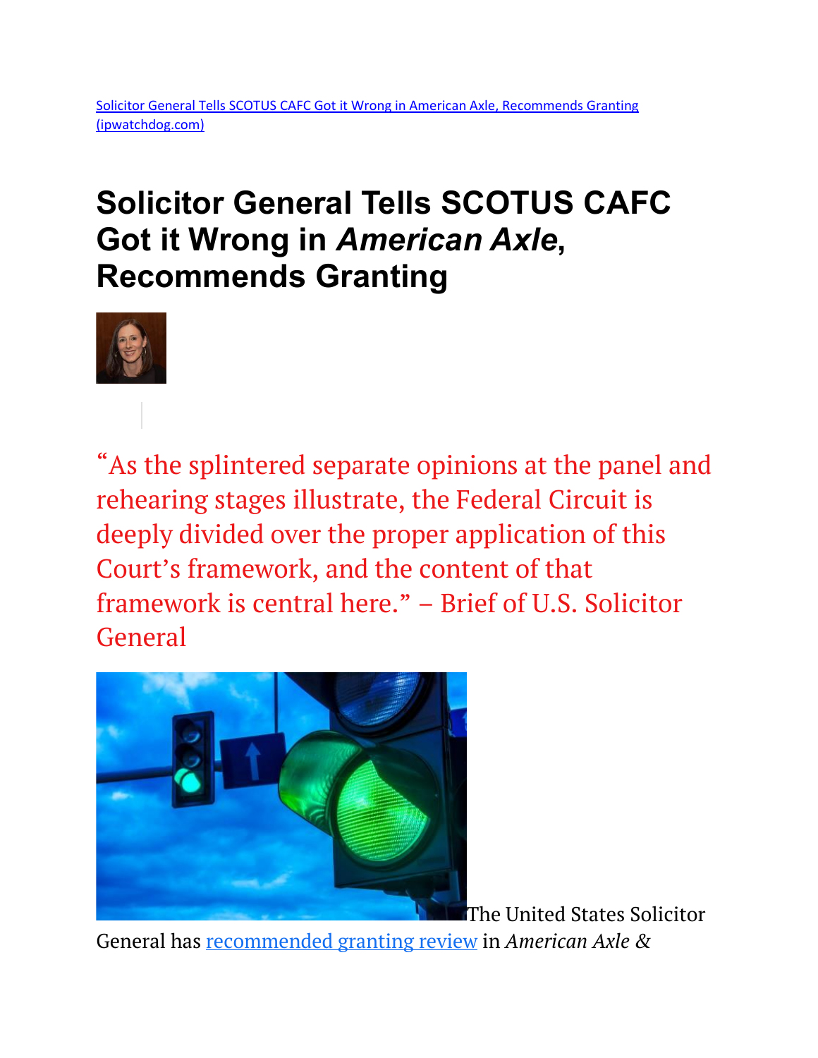[Solicitor General Tells SCOTUS CAFC Got it Wrong in American Axle, Recommends Granting (ipwatchdog.com)]

# Solicitor General Tells SCOTUS CAFC Got it Wrong in *American Axle*, Recommends Granting

"As the splintered separate opinions at the panel and rehearing stages illustrate, the Federal Circuit is deeply divided over the proper application of this Court's framework, and the content of that framework is central here." – Brief of U.S. Solicitor General

The United States Solicitor General has [recommended granting review] in *American Axle &*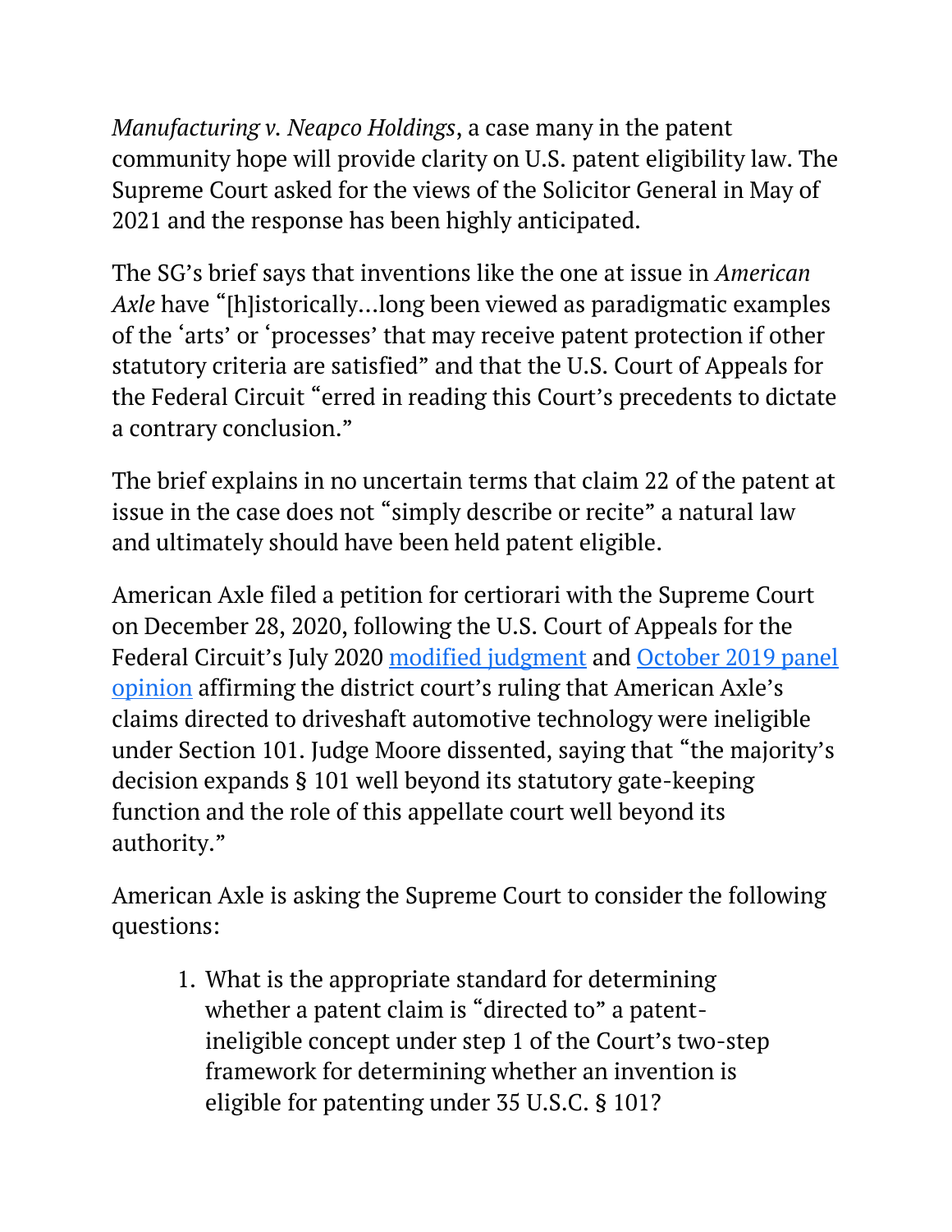*Manufacturing v. Neapco Holdings*, a case many in the patent community hope will provide clarity on U.S. patent eligibility law. The Supreme Court asked for the views of the Solicitor General in May of 2021 and the response has been highly anticipated.

The SG's brief says that inventions like the one at issue in *American Axle* have "[h]istorically…long been viewed as paradigmatic examples of the 'arts' or 'processes' that may receive patent protection if other statutory criteria are satisfied" and that the U.S. Court of Appeals for the Federal Circuit "erred in reading this Court's precedents to dictate a contrary conclusion."

The brief explains in no uncertain terms that claim 22 of the patent at issue in the case does not "simply describe or recite" a natural law and ultimately should have been held patent eligible.

American Axle filed a petition for certiorari with the Supreme Court on December 28, 2020, following the U.S. Court of Appeals for the Federal Circuit's July 2020 modified judgment and October 2019 panel opinion affirming the district court's ruling that American Axle's claims directed to driveshaft automotive technology were ineligible under Section 101. Judge Moore dissented, saying that "the majority's decision expands § 101 well beyond its statutory gate-keeping function and the role of this appellate court well beyond its authority."

American Axle is asking the Supreme Court to consider the following questions:

1. What is the appropriate standard for determining whether a patent claim is "directed to" a patent-ineligible concept under step 1 of the Court's two-step framework for determining whether an invention is eligible for patenting under 35 U.S.C. § 101?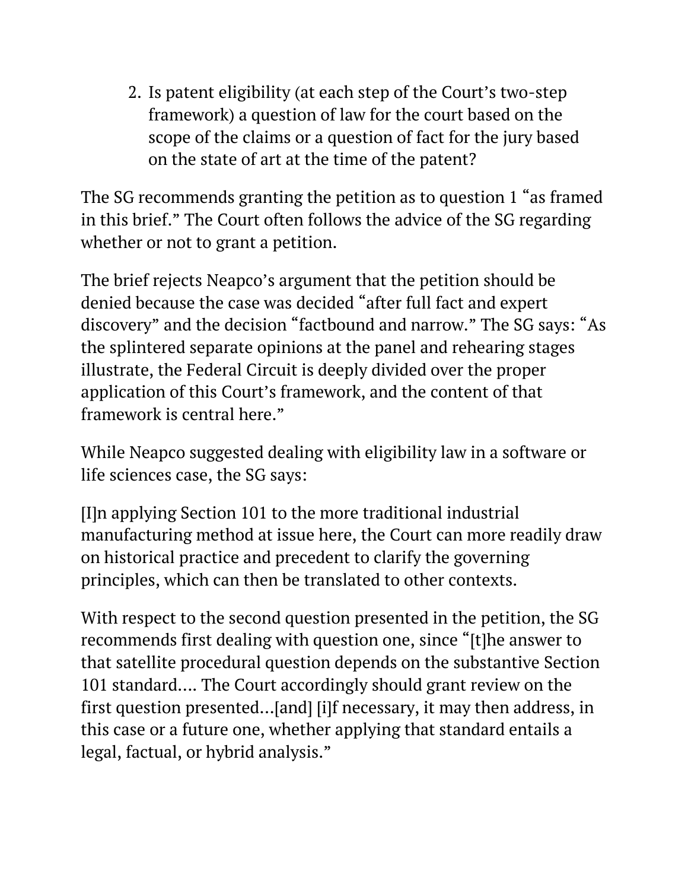2. Is patent eligibility (at each step of the Court's two-step framework) a question of law for the court based on the scope of the claims or a question of fact for the jury based on the state of art at the time of the patent?

The SG recommends granting the petition as to question 1 "as framed in this brief." The Court often follows the advice of the SG regarding whether or not to grant a petition.

The brief rejects Neapco's argument that the petition should be denied because the case was decided "after full fact and expert discovery" and the decision "factbound and narrow." The SG says: "As the splintered separate opinions at the panel and rehearing stages illustrate, the Federal Circuit is deeply divided over the proper application of this Court's framework, and the content of that framework is central here."

While Neapco suggested dealing with eligibility law in a software or life sciences case, the SG says:

[I]n applying Section 101 to the more traditional industrial manufacturing method at issue here, the Court can more readily draw on historical practice and precedent to clarify the governing principles, which can then be translated to other contexts.

With respect to the second question presented in the petition, the SG recommends first dealing with question one, since "[t]he answer to that satellite procedural question depends on the substantive Section 101 standard.... The Court accordingly should grant review on the first question presented…[and] [i]f necessary, it may then address, in this case or a future one, whether applying that standard entails a legal, factual, or hybrid analysis."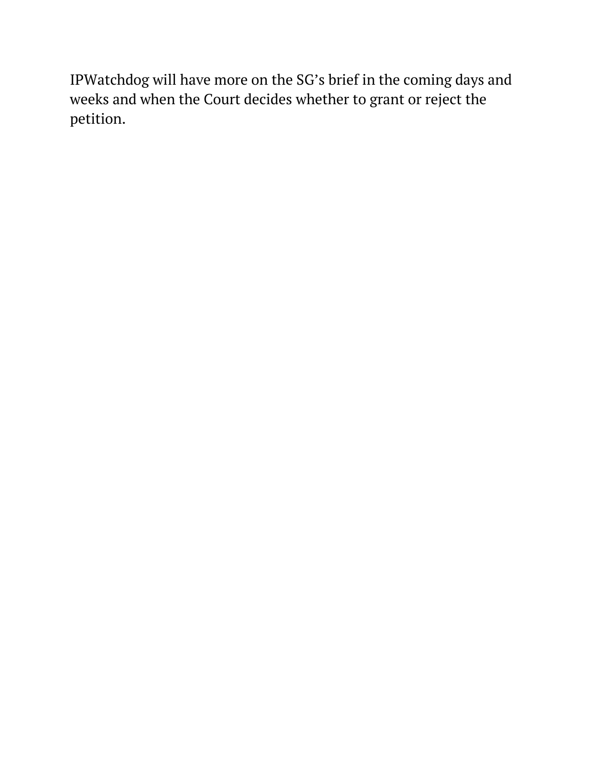IPWatchdog will have more on the SG’s brief in the coming days and weeks and when the Court decides whether to grant or reject the petition.